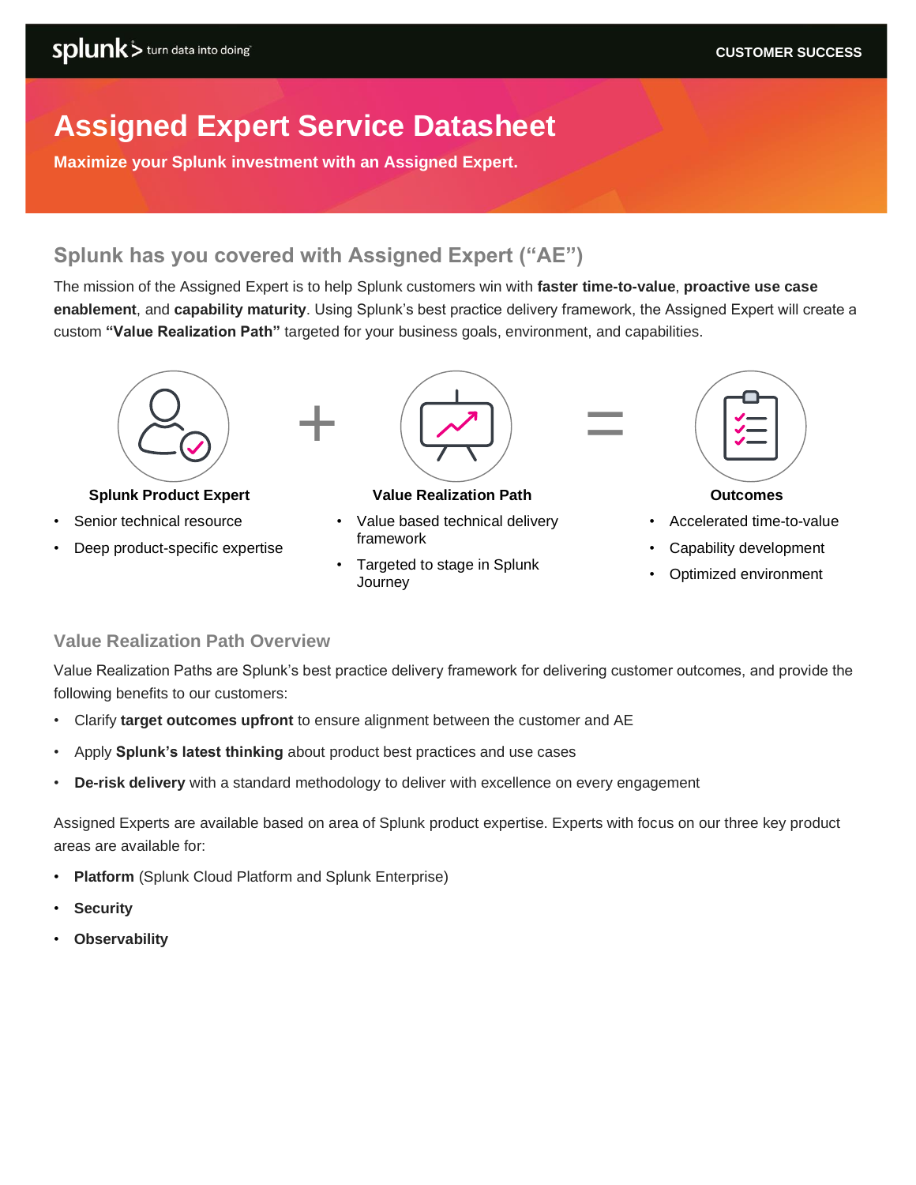CUSTOMER SUCCESS

# Assigned Expert Service Datasheet

**Maximize your Splunk investment with an Assigned Expert.**

## Splunk has you covered with Assigned Expert ("AE")

The mission of the Assigned Expert is to help Splunk customers win with **faster time-to-value**, **proactive use case enablement**, and **capability maturity**. Using Splunk's best practice delivery framework, the Assigned Expert will create a custom **"Value Realization Path"** targeted for your business goals, environment, and capabilities.

**Splunk Product Expert**

- Senior technical resource
- Deep product-specific expertise

+

**Value Realization Path**

- Value based technical delivery framework
- Targeted to stage in Splunk Journey

=

**Outcomes**

- Accelerated time-to-value
- Capability development
- Optimized environment

### Value Realization Path Overview

Value Realization Paths are Splunk's best practice delivery framework for delivering customer outcomes, and provide the following benefits to our customers:

- Clarify **target outcomes upfront** to ensure alignment between the customer and AE
- Apply **Splunk's latest thinking** about product best practices and use cases
- **De-risk delivery** with a standard methodology to deliver with excellence on every engagement

Assigned Experts are available based on area of Splunk product expertise. Experts with focus on our three key product areas are available for:

- **Platform** (Splunk Cloud Platform and Splunk Enterprise)
- **Security**
- **Observability**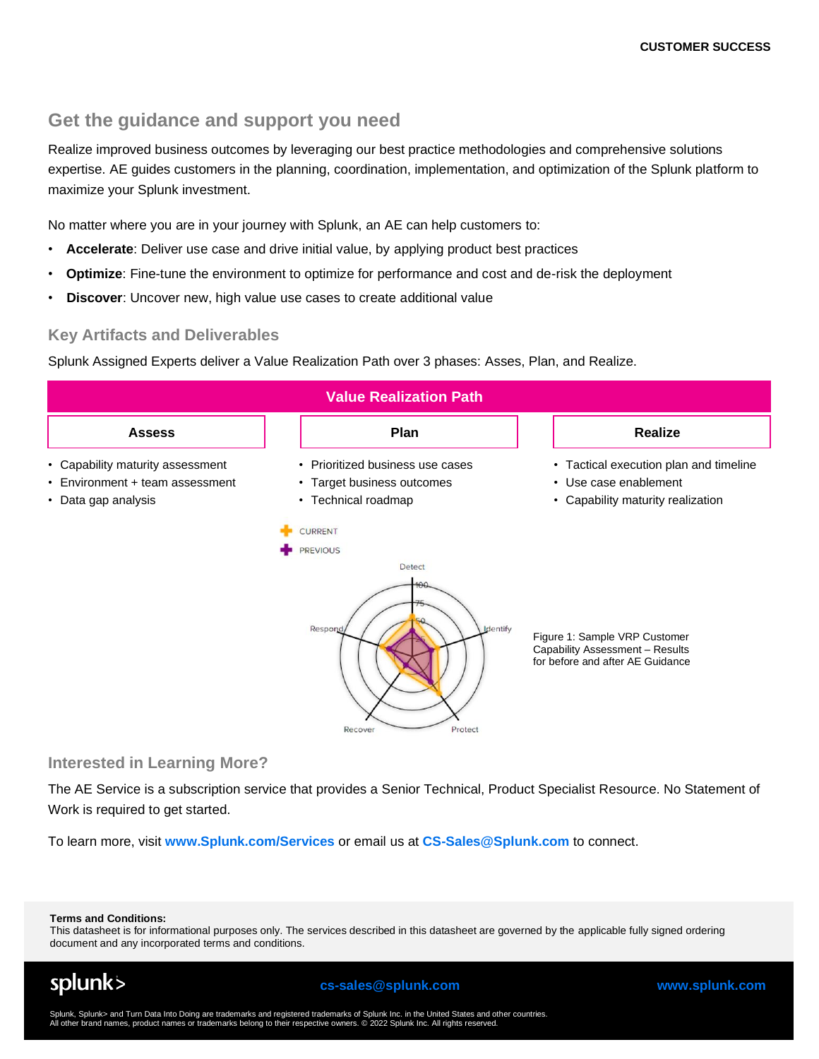## Get the guidance and support you need

Realize improved business outcomes by leveraging our best practice methodologies and comprehensive solutions expertise. AE guides customers in the planning, coordination, implementation, and optimization of the Splunk platform to maximize your Splunk investment.

No matter where you are in your journey with Splunk, an AE can help customers to:

- **Accelerate**: Deliver use case and drive initial value, by applying product best practices
- **Optimize**: Fine-tune the environment to optimize for performance and cost and de-risk the deployment
- **Discover**: Uncover new, high value use cases to create additional value

### Key Artifacts and Deliverables

Splunk Assigned Experts deliver a Value Realization Path over 3 phases: Asses, Plan, and Realize.

**Value Realization Path**

| Assess | Plan | Realize |
|---|---|---|
| • Capability maturity assessment<br>• Environment + team assessment<br>• Data gap analysis | • Prioritized business use cases<br>• Target business outcomes<br>• Technical roadmap | • Tactical execution plan and timeline<br>• Use case enablement<br>• Capability maturity realization |

CURRENT
PREVIOUS
Detect
100
75
50
25
Identify
Protect
Recover
Respond

Figure 1: Sample VRP Customer Capability Assessment – Results for before and after AE Guidance

### Interested in Learning More?

The AE Service is a subscription service that provides a Senior Technical, Product Specialist Resource. No Statement of Work is required to get started.

To learn more, visit **www.Splunk.com/Services** or email us at **CS-Sales@Splunk.com** to connect.

**Terms and Conditions:**
This datasheet is for informational purposes only. The services described in this datasheet are governed by the applicable fully signed ordering document and any incorporated terms and conditions.

splunk>

**cs-sales@splunk.com**

**www.splunk.com**

Splunk, Splunk> and Turn Data Into Doing are trademarks and registered trademarks of Splunk Inc. in the United States and other countries. All other brand names, product names or trademarks belong to their respective owners. © 2022 Splunk Inc. All rights reserved.